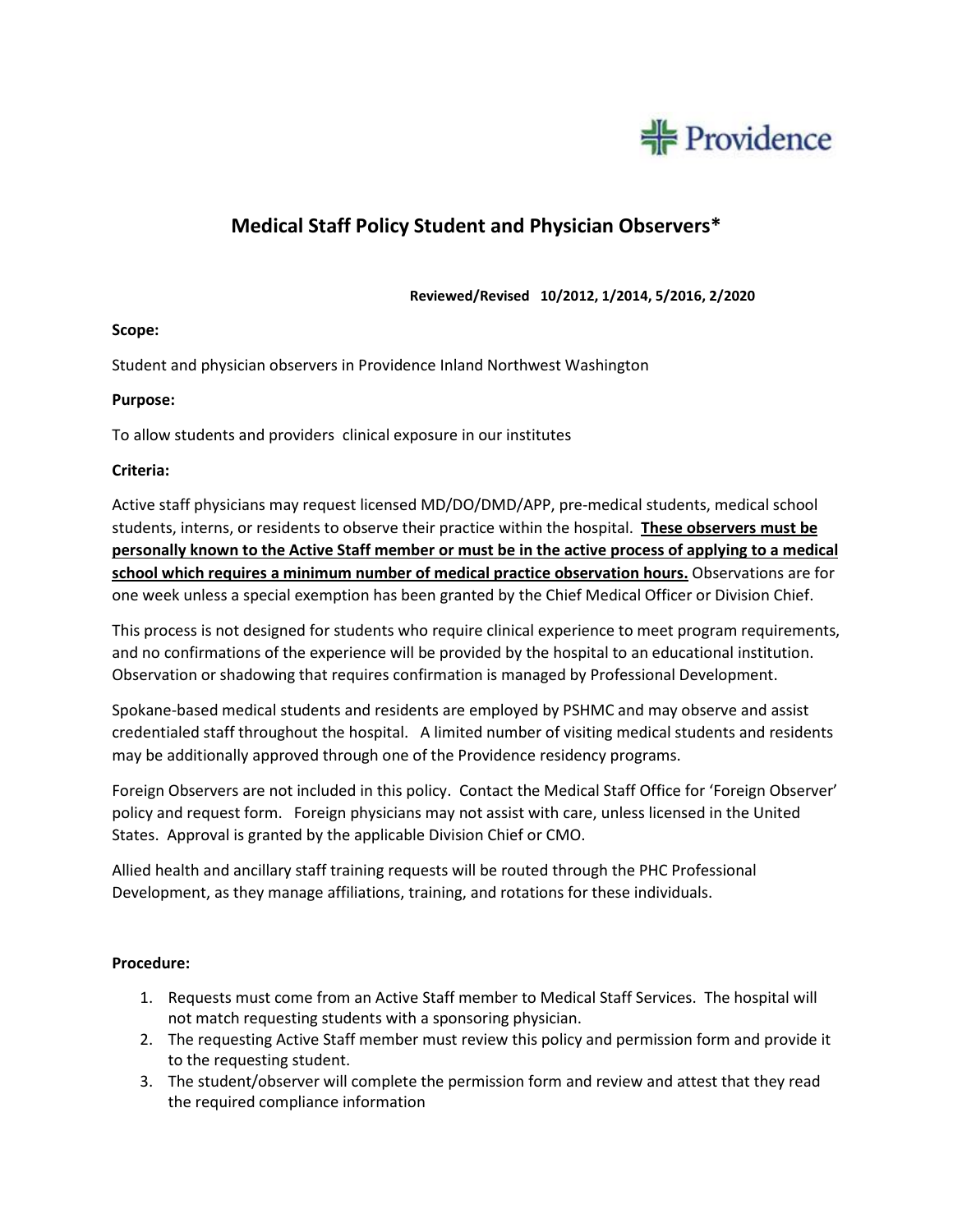Providence

# Medical Staff Policy Student and Physician Observers*

**Reviewed/Revised 10/2012, 1/2014, 5/2016, 2/2020**

**Scope:**

Student and physician observers in Providence Inland Northwest Washington

**Purpose:**

To allow students and providers clinical exposure in our institutes

**Criteria:**

Active staff physicians may request licensed MD/DO/DMD/APP, pre-medical students, medical school students, interns, or residents to observe their practice within the hospital. **These observers must be personally known to the Active Staff member or must be in the active process of applying to a medical school which requires a minimum number of medical practice observation hours.** Observations are for one week unless a special exemption has been granted by the Chief Medical Officer or Division Chief.

This process is not designed for students who require clinical experience to meet program requirements, and no confirmations of the experience will be provided by the hospital to an educational institution. Observation or shadowing that requires confirmation is managed by Professional Development.

Spokane-based medical students and residents are employed by PSHMC and may observe and assist credentialed staff throughout the hospital. A limited number of visiting medical students and residents may be additionally approved through one of the Providence residency programs.

Foreign Observers are not included in this policy. Contact the Medical Staff Office for 'Foreign Observer' policy and request form. Foreign physicians may not assist with care, unless licensed in the United States. Approval is granted by the applicable Division Chief or CMO.

Allied health and ancillary staff training requests will be routed through the PHC Professional Development, as they manage affiliations, training, and rotations for these individuals.

**Procedure:**

1. Requests must come from an Active Staff member to Medical Staff Services. The hospital will not match requesting students with a sponsoring physician.
2. The requesting Active Staff member must review this policy and permission form and provide it to the requesting student.
3. The student/observer will complete the permission form and review and attest that they read the required compliance information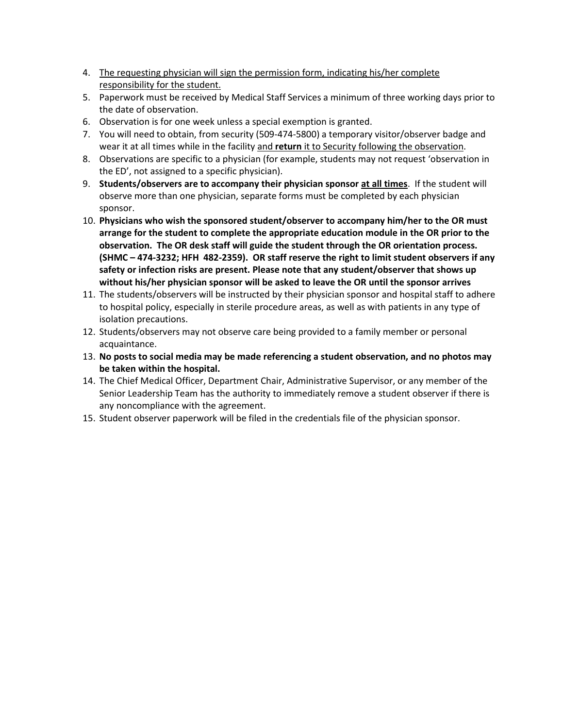4. <u>The requesting physician will sign the permission form, indicating his/her complete responsibility for the student.</u>
5. Paperwork must be received by Medical Staff Services a minimum of three working days prior to the date of observation.
6. Observation is for one week unless a special exemption is granted.
7. You will need to obtain, from security (509-474-5800) a temporary visitor/observer badge and wear it at all times while in the facility <u>and **return** it to Security following the observation</u>.
8. Observations are specific to a physician (for example, students may not request 'observation in the ED', not assigned to a specific physician).
9. **Students/observers are to accompany their physician sponsor <u>at all times</u>**. If the student will observe more than one physician, separate forms must be completed by each physician sponsor.
10. **Physicians who wish the sponsored student/observer to accompany him/her to the OR must arrange for the student to complete the appropriate education module in the OR prior to the observation. The OR desk staff will guide the student through the OR orientation process. (SHMC – 474-3232; HFH 482-2359). OR staff reserve the right to limit student observers if any safety or infection risks are present. Please note that any student/observer that shows up without his/her physician sponsor will be asked to leave the OR until the sponsor arrives**
11. The students/observers will be instructed by their physician sponsor and hospital staff to adhere to hospital policy, especially in sterile procedure areas, as well as with patients in any type of isolation precautions.
12. Students/observers may not observe care being provided to a family member or personal acquaintance.
13. **No posts to social media may be made referencing a student observation, and no photos may be taken within the hospital.**
14. The Chief Medical Officer, Department Chair, Administrative Supervisor, or any member of the Senior Leadership Team has the authority to immediately remove a student observer if there is any noncompliance with the agreement.
15. Student observer paperwork will be filed in the credentials file of the physician sponsor.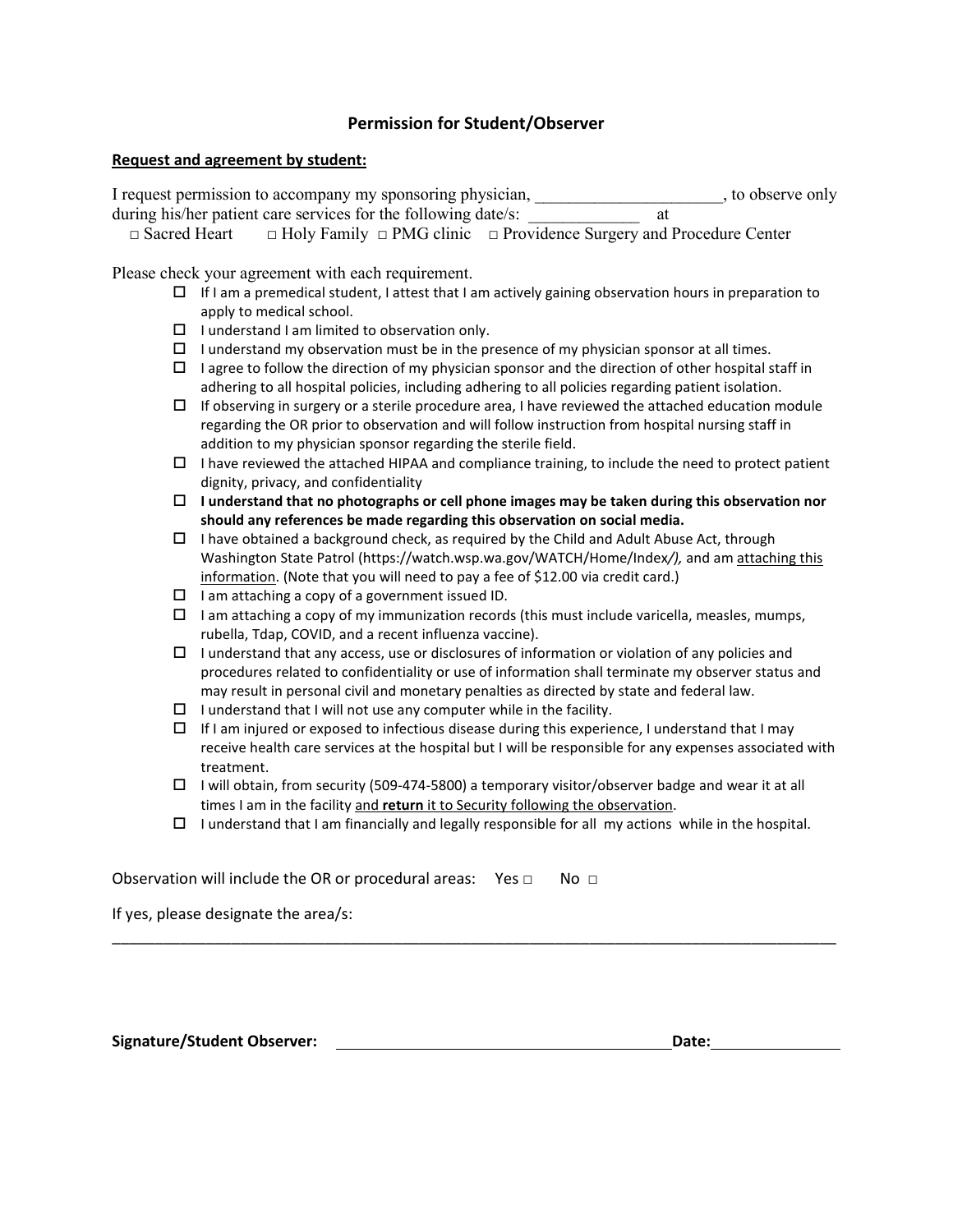## Permission for Student/Observer

**Request and agreement by student:**

I request permission to accompany my sponsoring physician, ______________________, to observe only during his/her patient care services for the following date/s: _____________ at

□ Sacred Heart □ Holy Family □ PMG clinic □ Providence Surgery and Procedure Center

Please check your agreement with each requirement.

- ☐ If I am a premedical student, I attest that I am actively gaining observation hours in preparation to apply to medical school.
- ☐ I understand I am limited to observation only.
- ☐ I understand my observation must be in the presence of my physician sponsor at all times.
- ☐ I agree to follow the direction of my physician sponsor and the direction of other hospital staff in adhering to all hospital policies, including adhering to all policies regarding patient isolation.
- ☐ If observing in surgery or a sterile procedure area, I have reviewed the attached education module regarding the OR prior to observation and will follow instruction from hospital nursing staff in addition to my physician sponsor regarding the sterile field.
- ☐ I have reviewed the attached HIPAA and compliance training, to include the need to protect patient dignity, privacy, and confidentiality
- ☐ **I understand that no photographs or cell phone images may be taken during this observation nor should any references be made regarding this observation on social media.**
- ☐ I have obtained a background check, as required by the Child and Adult Abuse Act, through Washington State Patrol (https://watch.wsp.wa.gov/WATCH/Home/Index/), and am attaching this information. (Note that you will need to pay a fee of $12.00 via credit card.)
- ☐ I am attaching a copy of a government issued ID.
- ☐ I am attaching a copy of my immunization records (this must include varicella, measles, mumps, rubella, Tdap, COVID, and a recent influenza vaccine).
- ☐ I understand that any access, use or disclosures of information or violation of any policies and procedures related to confidentiality or use of information shall terminate my observer status and may result in personal civil and monetary penalties as directed by state and federal law.
- ☐ I understand that I will not use any computer while in the facility.
- ☐ If I am injured or exposed to infectious disease during this experience, I understand that I may receive health care services at the hospital but I will be responsible for any expenses associated with treatment.
- ☐ I will obtain, from security (509-474-5800) a temporary visitor/observer badge and wear it at all times I am in the facility and **return** it to Security following the observation.
- ☐ I understand that I am financially and legally responsible for all my actions while in the hospital.

Observation will include the OR or procedural areas: Yes □ No □

If yes, please designate the area/s:

______________________________________________________________________________

**Signature/Student Observer:** ________________________________ **Date:** ______________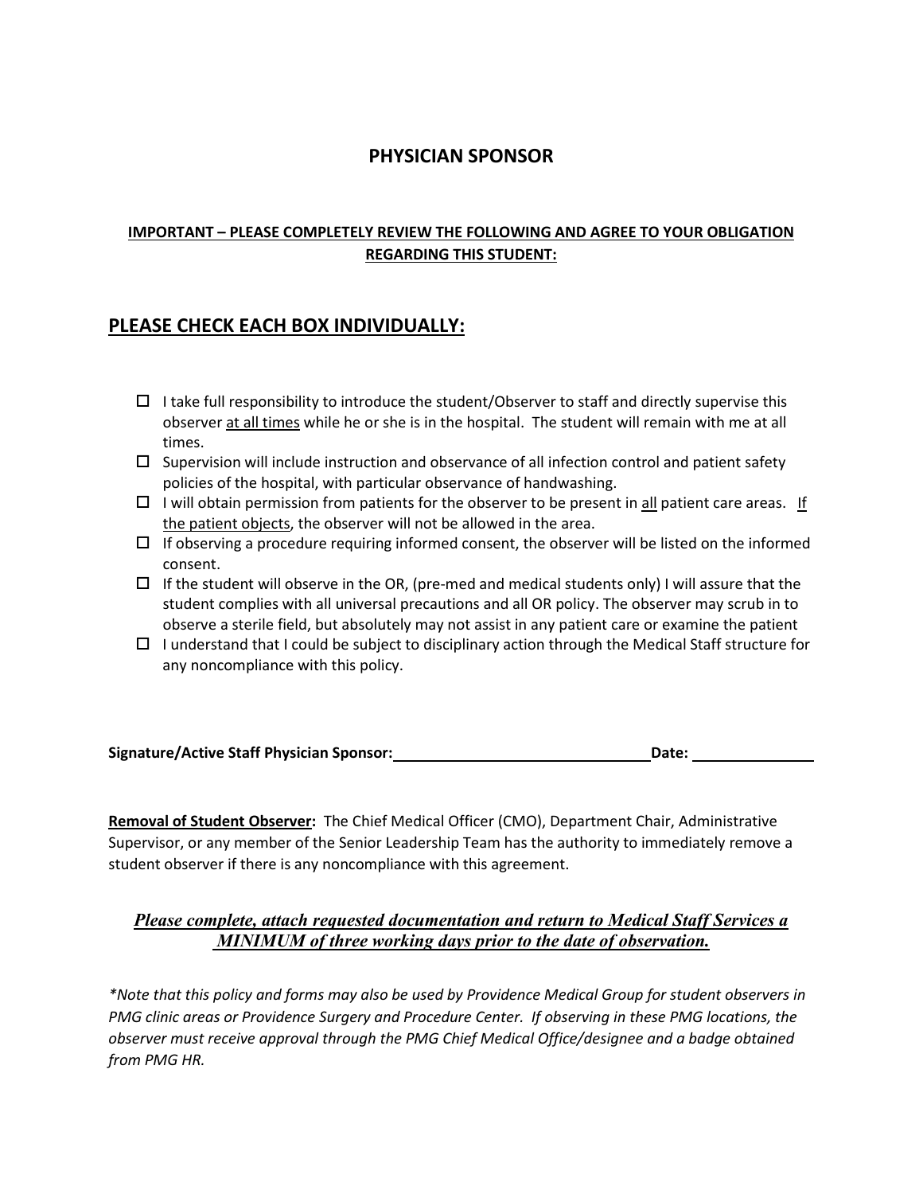# PHYSICIAN SPONSOR

**IMPORTANT – PLEASE COMPLETELY REVIEW THE FOLLOWING AND AGREE TO YOUR OBLIGATION REGARDING THIS STUDENT:**

## PLEASE CHECK EACH BOX INDIVIDUALLY:

- ☐ I take full responsibility to introduce the student/Observer to staff and directly supervise this observer at all times while he or she is in the hospital. The student will remain with me at all times.
- ☐ Supervision will include instruction and observance of all infection control and patient safety policies of the hospital, with particular observance of handwashing.
- ☐ I will obtain permission from patients for the observer to be present in all patient care areas. If the patient objects, the observer will not be allowed in the area.
- ☐ If observing a procedure requiring informed consent, the observer will be listed on the informed consent.
- ☐ If the student will observe in the OR, (pre-med and medical students only) I will assure that the student complies with all universal precautions and all OR policy. The observer may scrub in to observe a sterile field, but absolutely may not assist in any patient care or examine the patient
- ☐ I understand that I could be subject to disciplinary action through the Medical Staff structure for any noncompliance with this policy.

**Signature/Active Staff Physician Sponsor:** ______________________________ **Date:** ______________

**Removal of Student Observer:** The Chief Medical Officer (CMO), Department Chair, Administrative Supervisor, or any member of the Senior Leadership Team has the authority to immediately remove a student observer if there is any noncompliance with this agreement.

***Please complete, attach requested documentation and return to Medical Staff Services a MINIMUM of three working days prior to the date of observation.***

*\*Note that this policy and forms may also be used by Providence Medical Group for student observers in PMG clinic areas or Providence Surgery and Procedure Center. If observing in these PMG locations, the observer must receive approval through the PMG Chief Medical Office/designee and a badge obtained from PMG HR.*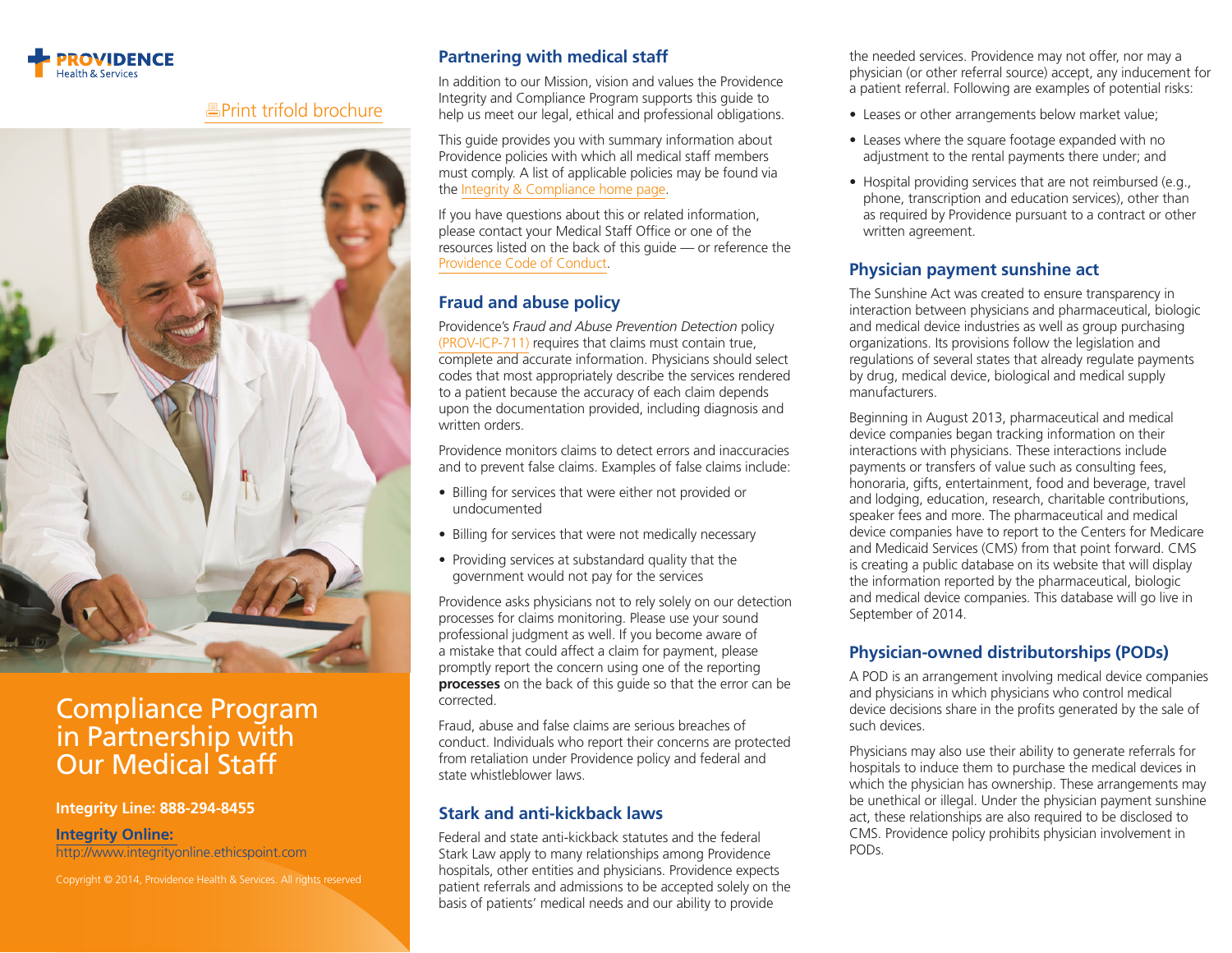PROVIDENCE Health & Services

Print trifold brochure

# Compliance Program in Partnership with Our Medical Staff

**Integrity Line: 888-294-8455**

**Integrity Online:**
http://www.integrityonline.ethicspoint.com

Copyright © 2014, Providence Health & Services. All rights reserved

## Partnering with medical staff

In addition to our Mission, vision and values the Providence Integrity and Compliance Program supports this guide to help us meet our legal, ethical and professional obligations.

This guide provides you with summary information about Providence policies with which all medical staff members must comply. A list of applicable policies may be found via the Integrity & Compliance home page.

If you have questions about this or related information, please contact your Medical Staff Office or one of the resources listed on the back of this guide — or reference the Providence Code of Conduct.

## Fraud and abuse policy

Providence's *Fraud and Abuse Prevention Detection* policy (PROV-ICP-711) requires that claims must contain true, complete and accurate information. Physicians should select codes that most appropriately describe the services rendered to a patient because the accuracy of each claim depends upon the documentation provided, including diagnosis and written orders.

Providence monitors claims to detect errors and inaccuracies and to prevent false claims. Examples of false claims include:

- Billing for services that were either not provided or undocumented
- Billing for services that were not medically necessary
- Providing services at substandard quality that the government would not pay for the services

Providence asks physicians not to rely solely on our detection processes for claims monitoring. Please use your sound professional judgment as well. If you become aware of a mistake that could affect a claim for payment, please promptly report the concern using one of the reporting **processes** on the back of this guide so that the error can be corrected.

Fraud, abuse and false claims are serious breaches of conduct. Individuals who report their concerns are protected from retaliation under Providence policy and federal and state whistleblower laws.

## Stark and anti-kickback laws

Federal and state anti-kickback statutes and the federal Stark Law apply to many relationships among Providence hospitals, other entities and physicians. Providence expects patient referrals and admissions to be accepted solely on the basis of patients' medical needs and our ability to provide the needed services. Providence may not offer, nor may a physician (or other referral source) accept, any inducement for a patient referral. Following are examples of potential risks:

- Leases or other arrangements below market value;
- Leases where the square footage expanded with no adjustment to the rental payments there under; and
- Hospital providing services that are not reimbursed (e.g., phone, transcription and education services), other than as required by Providence pursuant to a contract or other written agreement.

## Physician payment sunshine act

The Sunshine Act was created to ensure transparency in interaction between physicians and pharmaceutical, biologic and medical device industries as well as group purchasing organizations. Its provisions follow the legislation and regulations of several states that already regulate payments by drug, medical device, biological and medical supply manufacturers.

Beginning in August 2013, pharmaceutical and medical device companies began tracking information on their interactions with physicians. These interactions include payments or transfers of value such as consulting fees, honoraria, gifts, entertainment, food and beverage, travel and lodging, education, research, charitable contributions, speaker fees and more. The pharmaceutical and medical device companies have to report to the Centers for Medicare and Medicaid Services (CMS) from that point forward. CMS is creating a public database on its website that will display the information reported by the pharmaceutical, biologic and medical device companies. This database will go live in September of 2014.

## Physician-owned distributorships (PODs)

A POD is an arrangement involving medical device companies and physicians in which physicians who control medical device decisions share in the profits generated by the sale of such devices.

Physicians may also use their ability to generate referrals for hospitals to induce them to purchase the medical devices in which the physician has ownership. These arrangements may be unethical or illegal. Under the physician payment sunshine act, these relationships are also required to be disclosed to CMS. Providence policy prohibits physician involvement in PODs.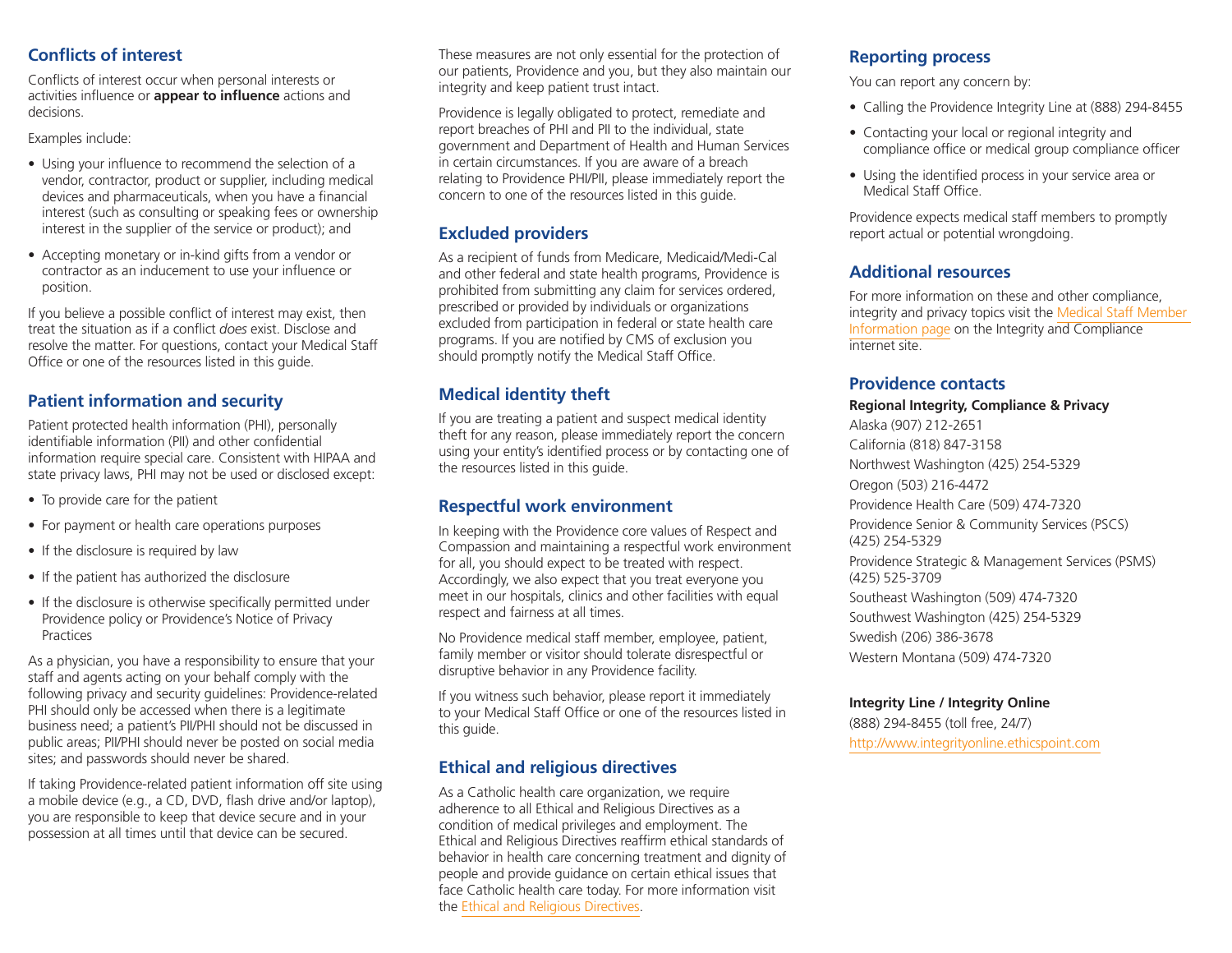## Conflicts of interest

Conflicts of interest occur when personal interests or activities influence or **appear to influence** actions and decisions.

Examples include:

- Using your influence to recommend the selection of a vendor, contractor, product or supplier, including medical devices and pharmaceuticals, when you have a financial interest (such as consulting or speaking fees or ownership interest in the supplier of the service or product); and
- Accepting monetary or in-kind gifts from a vendor or contractor as an inducement to use your influence or position.

If you believe a possible conflict of interest may exist, then treat the situation as if a conflict *does* exist. Disclose and resolve the matter. For questions, contact your Medical Staff Office or one of the resources listed in this guide.

## Patient information and security

Patient protected health information (PHI), personally identifiable information (PII) and other confidential information require special care. Consistent with HIPAA and state privacy laws, PHI may not be used or disclosed except:

- To provide care for the patient
- For payment or health care operations purposes
- If the disclosure is required by law
- If the patient has authorized the disclosure
- If the disclosure is otherwise specifically permitted under Providence policy or Providence's Notice of Privacy Practices

As a physician, you have a responsibility to ensure that your staff and agents acting on your behalf comply with the following privacy and security guidelines: Providence-related PHI should only be accessed when there is a legitimate business need; a patient's PII/PHI should not be discussed in public areas; PII/PHI should never be posted on social media sites; and passwords should never be shared.

If taking Providence-related patient information off site using a mobile device (e.g., a CD, DVD, flash drive and/or laptop), you are responsible to keep that device secure and in your possession at all times until that device can be secured.

These measures are not only essential for the protection of our patients, Providence and you, but they also maintain our integrity and keep patient trust intact.

Providence is legally obligated to protect, remediate and report breaches of PHI and PII to the individual, state government and Department of Health and Human Services in certain circumstances. If you are aware of a breach relating to Providence PHI/PII, please immediately report the concern to one of the resources listed in this guide.

## Excluded providers

As a recipient of funds from Medicare, Medicaid/Medi-Cal and other federal and state health programs, Providence is prohibited from submitting any claim for services ordered, prescribed or provided by individuals or organizations excluded from participation in federal or state health care programs. If you are notified by CMS of exclusion you should promptly notify the Medical Staff Office.

## Medical identity theft

If you are treating a patient and suspect medical identity theft for any reason, please immediately report the concern using your entity's identified process or by contacting one of the resources listed in this guide.

## Respectful work environment

In keeping with the Providence core values of Respect and Compassion and maintaining a respectful work environment for all, you should expect to be treated with respect. Accordingly, we also expect that you treat everyone you meet in our hospitals, clinics and other facilities with equal respect and fairness at all times.

No Providence medical staff member, employee, patient, family member or visitor should tolerate disrespectful or disruptive behavior in any Providence facility.

If you witness such behavior, please report it immediately to your Medical Staff Office or one of the resources listed in this guide.

## Ethical and religious directives

As a Catholic health care organization, we require adherence to all Ethical and Religious Directives as a condition of medical privileges and employment. The Ethical and Religious Directives reaffirm ethical standards of behavior in health care concerning treatment and dignity of people and provide guidance on certain ethical issues that face Catholic health care today. For more information visit the Ethical and Religious Directives.

## Reporting process

You can report any concern by:

- Calling the Providence Integrity Line at (888) 294-8455
- Contacting your local or regional integrity and compliance office or medical group compliance officer
- Using the identified process in your service area or Medical Staff Office.

Providence expects medical staff members to promptly report actual or potential wrongdoing.

## Additional resources

For more information on these and other compliance, integrity and privacy topics visit the Medical Staff Member Information page on the Integrity and Compliance internet site.

## Providence contacts

**Regional Integrity, Compliance & Privacy**

Alaska (907) 212-2651

California (818) 847-3158

Northwest Washington (425) 254-5329

Oregon (503) 216-4472

Providence Health Care (509) 474-7320

Providence Senior & Community Services (PSCS) (425) 254-5329

Providence Strategic & Management Services (PSMS) (425) 525-3709

Southeast Washington (509) 474-7320

Southwest Washington (425) 254-5329

Swedish (206) 386-3678

Western Montana (509) 474-7320

**Integrity Line / Integrity Online**

(888) 294-8455 (toll free, 24/7)

http://www.integrityonline.ethicspoint.com